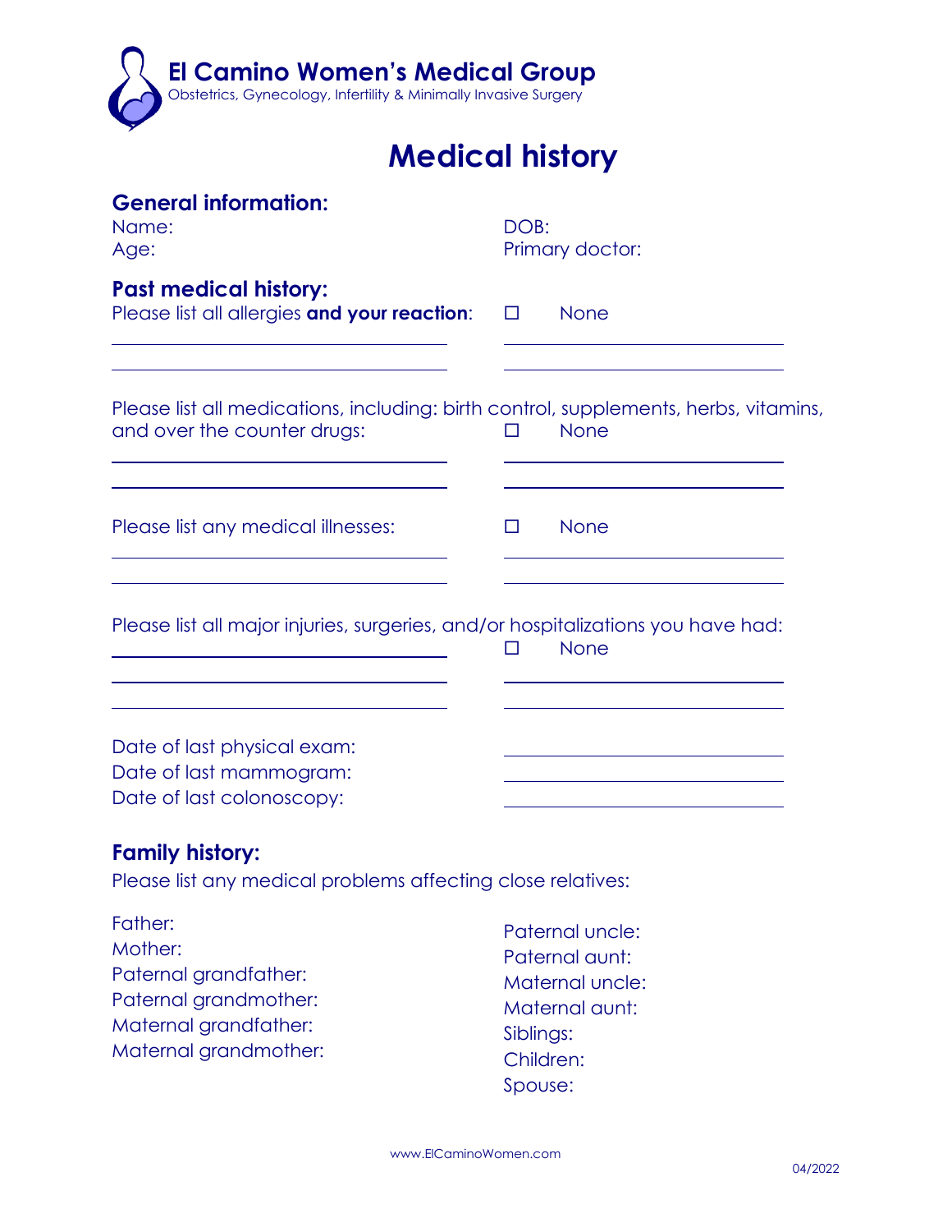# El Camino Women's Medical Group

Obstetrics, Gynecology, Infertility & Minimally Invasive Surgery

# Medical history

## General information:

Name:

DOB:

Age:

Primary doctor:

## Past medical history:

Please list all allergies **and your reaction**: ☐ None

Please list all medications, including: birth control, supplements, herbs, vitamins, and over the counter drugs: ☐ None

Please list any medical illnesses: ☐ None

Please list all major injuries, surgeries, and/or hospitalizations you have had: ☐ None

Date of last physical exam:

Date of last mammogram:

Date of last colonoscopy:

## Family history:

Please list any medical problems affecting close relatives:

Father:

Mother:

Paternal grandfather:

Paternal grandmother:

Maternal grandfather:

Maternal grandmother:

Paternal uncle:

Paternal aunt:

Maternal uncle:

Maternal aunt:

Siblings:

Children:

Spouse:

www.ElCaminoWomen.com

04/2022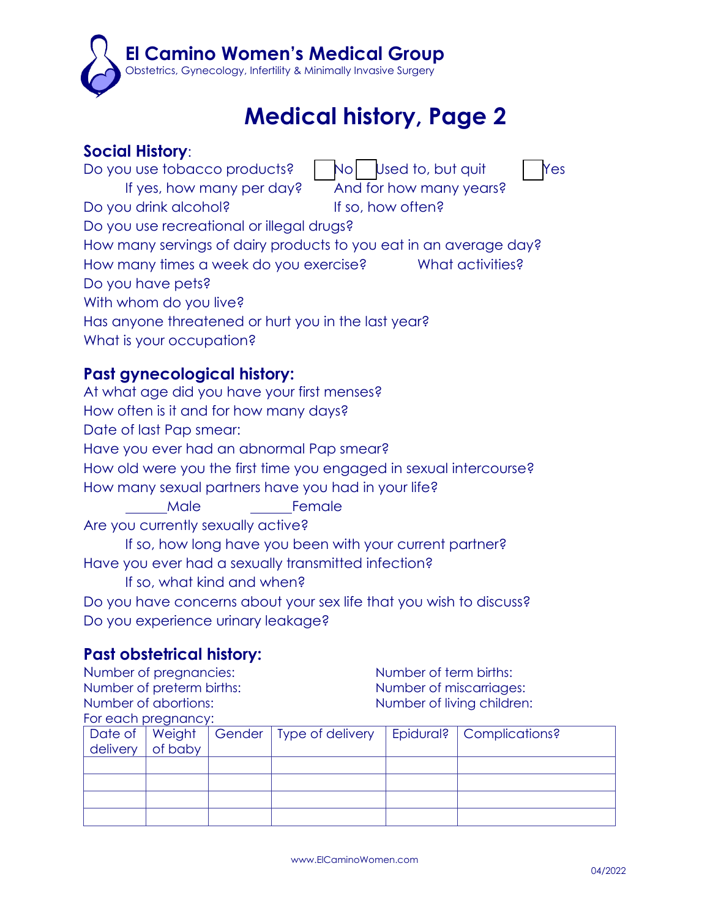**El Camino Women's Medical Group**

Obstetrics, Gynecology, Infertility & Minimally Invasive Surgery

# Medical history, Page 2

## Social History:

Do you use tobacco products? ☐ No ☐ Used to, but quit ☐ Yes

If yes, how many per day? And for how many years?

Do you drink alcohol? If so, how often?

Do you use recreational or illegal drugs?

How many servings of dairy products to you eat in an average day?

How many times a week do you exercise? What activities?

Do you have pets?

With whom do you live?

Has anyone threatened or hurt you in the last year?

What is your occupation?

## Past gynecological history:

At what age did you have your first menses?

How often is it and for how many days?

Date of last Pap smear:

Have you ever had an abnormal Pap smear?

How old were you the first time you engaged in sexual intercourse?

How many sexual partners have you had in your life?

\_\_\_\_\_\_Male \_\_\_\_\_\_Female

Are you currently sexually active?

If so, how long have you been with your current partner?

Have you ever had a sexually transmitted infection?

If so, what kind and when?

Do you have concerns about your sex life that you wish to discuss?

Do you experience urinary leakage?

## Past obstetrical history:

Number of pregnancies:

Number of term births:

Number of preterm births:

Number of miscarriages:

Number of abortions:

Number of living children:

For each pregnancy:

| Date of delivery | Weight of baby | Gender | Type of delivery | Epidural? | Complications? |
|---|---|---|---|---|---|
| | | | | | |
| | | | | | |
| | | | | | |
| | | | | | |

www.ElCaminoWomen.com

04/2022